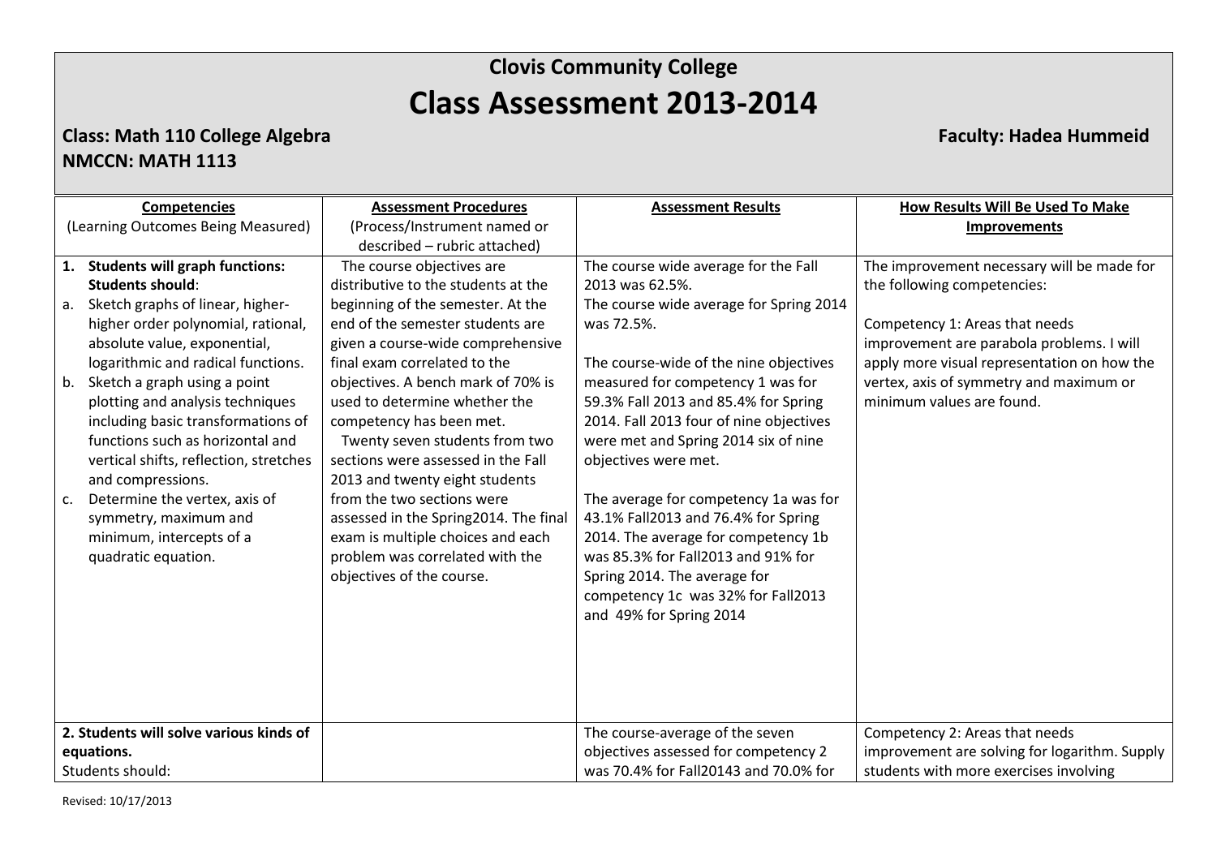# Clovis Community College

# Class Assessment 2013-2014

**Class: Math 110 College Algebra** **Faculty: Hadea Hummeid**

**NMCCN: MATH 1113**

| **Competencies** (Learning Outcomes Being Measured) | **Assessment Procedures** (Process/Instrument named or described – rubric attached) | **Assessment Results** | **How Results Will Be Used To Make Improvements** |
|---|---|---|---|
| **1. Students will graph functions: Students should**:<br>a. Sketch graphs of linear, higher-higher order polynomial, rational, absolute value, exponential, logarithmic and radical functions.<br>b. Sketch a graph using a point plotting and analysis techniques including basic transformations of functions such as horizontal and vertical shifts, reflection, stretches and compressions.<br>c. Determine the vertex, axis of symmetry, maximum and minimum, intercepts of a quadratic equation. | The course objectives are distributive to the students at the beginning of the semester. At the end of the semester students are given a course-wide comprehensive final exam correlated to the objectives. A bench mark of 70% is used to determine whether the competency has been met.<br>Twenty seven students from two sections were assessed in the Fall 2013 and twenty eight students from the two sections were assessed in the Spring2014. The final exam is multiple choices and each problem was correlated with the objectives of the course. | The course wide average for the Fall 2013 was 62.5%.<br>The course wide average for Spring 2014 was 72.5%.<br><br>The course-wide of the nine objectives measured for competency 1 was for 59.3% Fall 2013 and 85.4% for Spring 2014. Fall 2013 four of nine objectives were met and Spring 2014 six of nine objectives were met.<br><br>The average for competency 1a was for 43.1% Fall2013 and 76.4% for Spring 2014. The average for competency 1b was 85.3% for Fall2013 and 91% for Spring 2014. The average for competency 1c was 32% for Fall2013 and 49% for Spring 2014 | The improvement necessary will be made for the following competencies:<br><br>Competency 1: Areas that needs improvement are parabola problems. I will apply more visual representation on how the vertex, axis of symmetry and maximum or minimum values are found. |
| **2. Students will solve various kinds of equations.**<br>Students should: | | The course-average of the seven objectives assessed for competency 2 was 70.4% for Fall20143 and 70.0% for | Competency 2: Areas that needs improvement are solving for logarithm. Supply students with more exercises involving |

Revised: 10/17/2013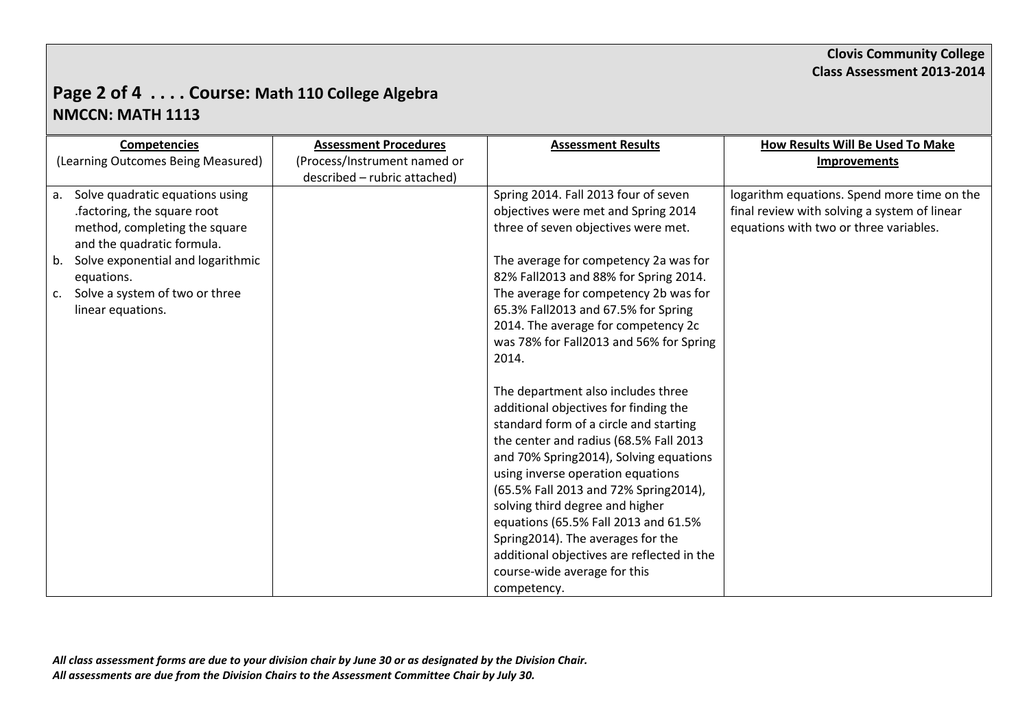**Clovis Community College**
**Class Assessment 2013-2014**

## Page 2 of 4 . . . . Course: Math 110 College Algebra
## NMCCN: MATH 1113

| Competencies (Learning Outcomes Being Measured) | Assessment Procedures (Process/Instrument named or described – rubric attached) | Assessment Results | How Results Will Be Used To Make Improvements |
|---|---|---|---|
| a. Solve quadratic equations using .factoring, the square root method, completing the square and the quadratic formula.<br>b. Solve exponential and logarithmic equations.<br>c. Solve a system of two or three linear equations. | | Spring 2014. Fall 2013 four of seven objectives were met and Spring 2014 three of seven objectives were met.<br><br>The average for competency 2a was for 82% Fall2013 and 88% for Spring 2014. The average for competency 2b was for 65.3% Fall2013 and 67.5% for Spring 2014. The average for competency 2c was 78% for Fall2013 and 56% for Spring 2014.<br><br>The department also includes three additional objectives for finding the standard form of a circle and starting the center and radius (68.5% Fall 2013 and 70% Spring2014), Solving equations using inverse operation equations (65.5% Fall 2013 and 72% Spring2014), solving third degree and higher equations (65.5% Fall 2013 and 61.5% Spring2014). The averages for the additional objectives are reflected in the course-wide average for this competency. | logarithm equations. Spend more time on the final review with solving a system of linear equations with two or three variables. |

***All class assessment forms are due to your division chair by June 30 or as designated by the Division Chair.***
***All assessments are due from the Division Chairs to the Assessment Committee Chair by July 30.***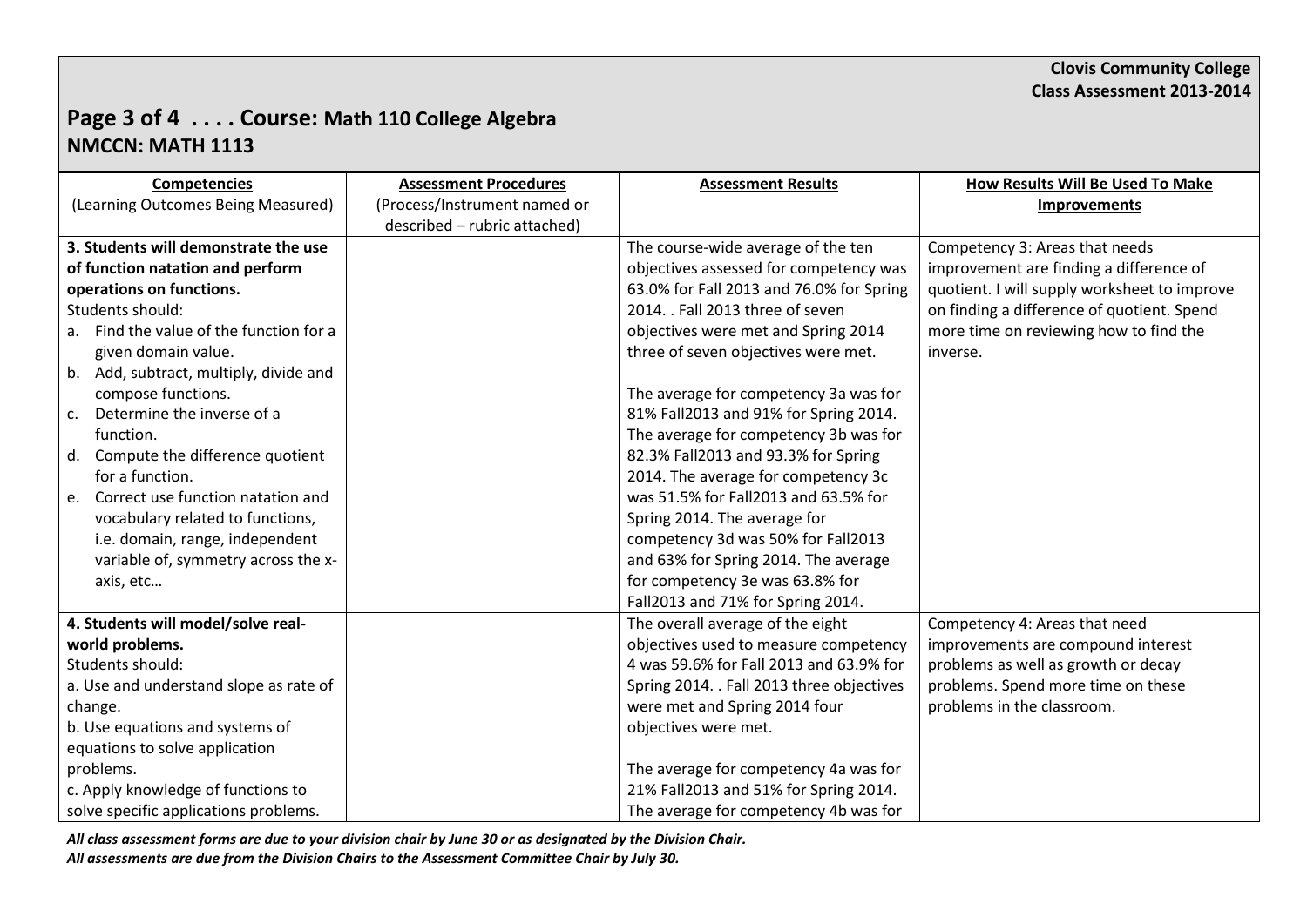**Clovis Community College**
**Class Assessment 2013-2014**

## Course: Math 110 College Algebra
## NMCCN: MATH 1113

| **Competencies** (Learning Outcomes Being Measured) | **Assessment Procedures** (Process/Instrument named or described – rubric attached) | **Assessment Results** | **How Results Will Be Used To Make Improvements** |
|---|---|---|---|
| **3. Students will demonstrate the use of function natation and perform operations on functions.** Students should: a. Find the value of the function for a given domain value. b. Add, subtract, multiply, divide and compose functions. c. Determine the inverse of a function. d. Compute the difference quotient for a function. e. Correct use function natation and vocabulary related to functions, i.e. domain, range, independent variable of, symmetry across the x-axis, etc… | | The course-wide average of the ten objectives assessed for competency was 63.0% for Fall 2013 and 76.0% for Spring 2014. . Fall 2013 three of seven objectives were met and Spring 2014 three of seven objectives were met. The average for competency 3a was for 81% Fall2013 and 91% for Spring 2014. The average for competency 3b was for 82.3% Fall2013 and 93.3% for Spring 2014. The average for competency 3c was 51.5% for Fall2013 and 63.5% for Spring 2014. The average for competency 3d was 50% for Fall2013 and 63% for Spring 2014. The average for competency 3e was 63.8% for Fall2013 and 71% for Spring 2014. | Competency 3: Areas that needs improvement are finding a difference of quotient. I will supply worksheet to improve on finding a difference of quotient. Spend more time on reviewing how to find the inverse. |
| **4. Students will model/solve real-world problems.** Students should: a. Use and understand slope as rate of change. b. Use equations and systems of equations to solve application problems. c. Apply knowledge of functions to solve specific applications problems. | | The overall average of the eight objectives used to measure competency 4 was 59.6% for Fall 2013 and 63.9% for Spring 2014. . Fall 2013 three objectives were met and Spring 2014 four objectives were met. The average for competency 4a was for 21% Fall2013 and 51% for Spring 2014. The average for competency 4b was for | Competency 4: Areas that need improvements are compound interest problems as well as growth or decay problems. Spend more time on these problems in the classroom. |

***All class assessment forms are due to your division chair by June 30 or as designated by the Division Chair.***
***All assessments are due from the Division Chairs to the Assessment Committee Chair by July 30.***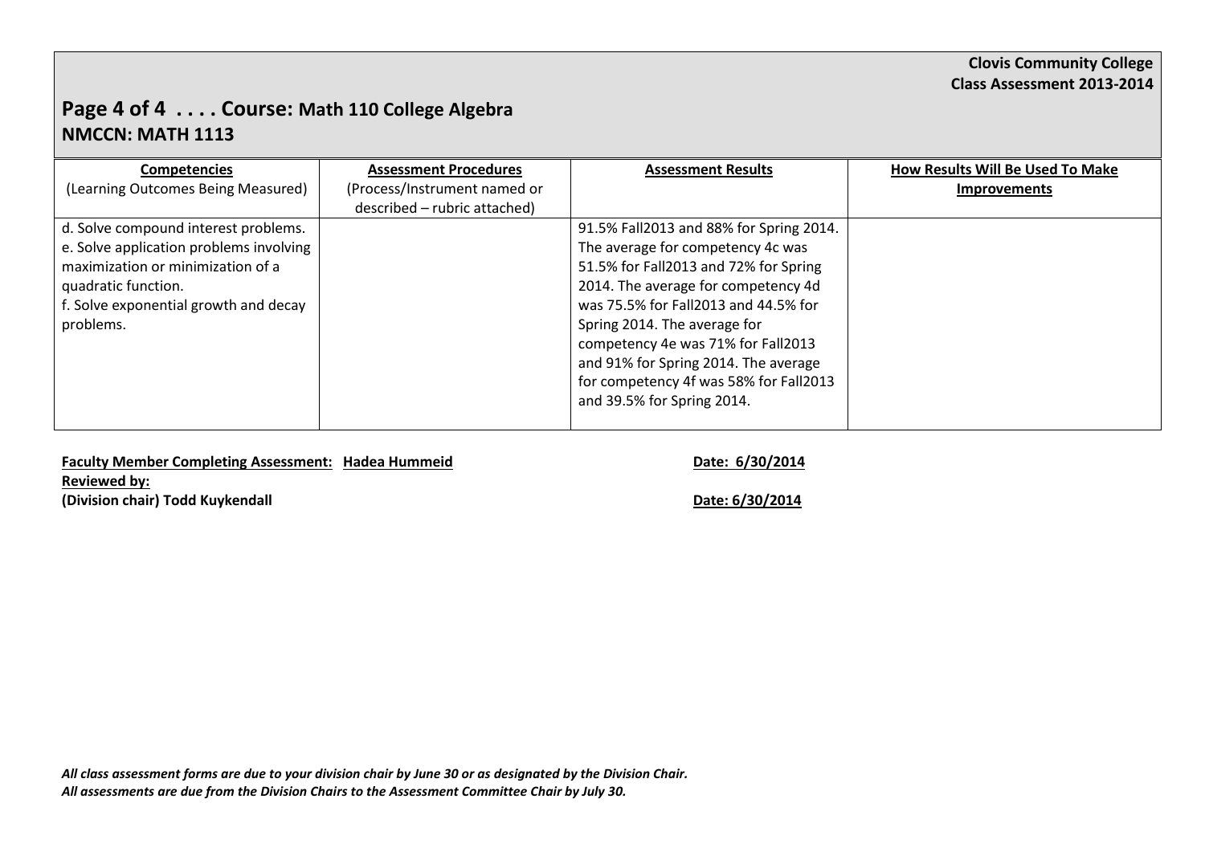**Clovis Community College**
**Class Assessment 2013-2014**

## Page 4 of 4 . . . . Course: Math 110 College Algebra
## NMCCN: MATH 1113

| **Competencies** (Learning Outcomes Being Measured) | **Assessment Procedures** (Process/Instrument named or described – rubric attached) | **Assessment Results** | **How Results Will Be Used To Make Improvements** |
|---|---|---|---|
| d. Solve compound interest problems.<br>e. Solve application problems involving maximization or minimization of a quadratic function.<br>f. Solve exponential growth and decay problems. | | 91.5% Fall2013 and 88% for Spring 2014. The average for competency 4c was 51.5% for Fall2013 and 72% for Spring 2014. The average for competency 4d was 75.5% for Fall2013 and 44.5% for Spring 2014. The average for competency 4e was 71% for Fall2013 and 91% for Spring 2014. The average for competency 4f was 58% for Fall2013 and 39.5% for Spring 2014. | |

**Faculty Member Completing Assessment: Hadea Hummeid** **Date: 6/30/2014**

**Reviewed by:**

**(Division chair) Todd Kuykendall** **Date: 6/30/2014**

***All class assessment forms are due to your division chair by June 30 or as designated by the Division Chair.***
***All assessments are due from the Division Chairs to the Assessment Committee Chair by July 30.***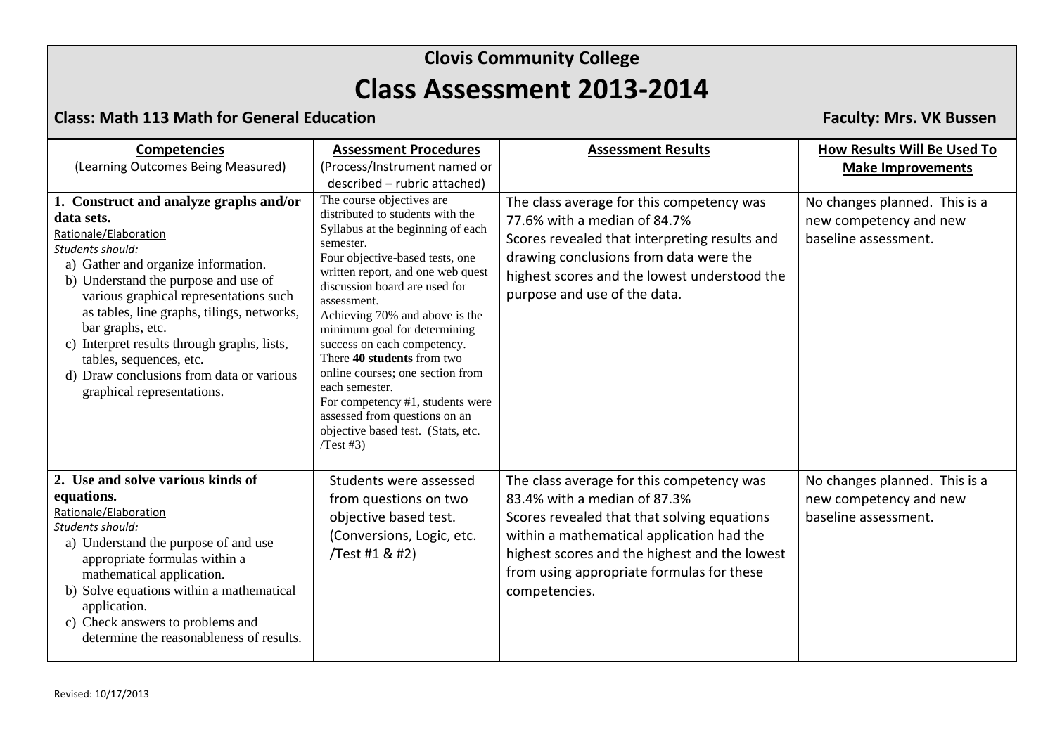# Clovis Community College

# Class Assessment 2013-2014

**Class: Math 113 Math for General Education** **Faculty: Mrs. VK Bussen**

| Competencies (Learning Outcomes Being Measured) | Assessment Procedures (Process/Instrument named or described – rubric attached) | Assessment Results | How Results Will Be Used To Make Improvements |
|---|---|---|---|
| **1. Construct and analyze graphs and/or data sets.**<br>Rationale/Elaboration<br>*Students should:*<br>a) Gather and organize information.<br>b) Understand the purpose and use of various graphical representations such as tables, line graphs, tilings, networks, bar graphs, etc.<br>c) Interpret results through graphs, lists, tables, sequences, etc.<br>d) Draw conclusions from data or various graphical representations. | The course objectives are distributed to students with the Syllabus at the beginning of each semester.<br>Four objective-based tests, one written report, and one web quest discussion board are used for assessment.<br>Achieving 70% and above is the minimum goal for determining success on each competency.<br>There **40 students** from two online courses; one section from each semester.<br>For competency #1, students were assessed from questions on an objective based test. (Stats, etc. /Test #3) | The class average for this competency was 77.6% with a median of 84.7%<br>Scores revealed that interpreting results and drawing conclusions from data were the highest scores and the lowest understood the purpose and use of the data. | No changes planned. This is a new competency and new baseline assessment. |
| **2. Use and solve various kinds of equations.**<br>Rationale/Elaboration<br>*Students should:*<br>a) Understand the purpose of and use appropriate formulas within a mathematical application.<br>b) Solve equations within a mathematical application.<br>c) Check answers to problems and determine the reasonableness of results. | Students were assessed from questions on two objective based test. (Conversions, Logic, etc. /Test #1 & #2) | The class average for this competency was 83.4% with a median of 87.3%<br>Scores revealed that that solving equations within a mathematical application had the highest scores and the highest and the lowest from using appropriate formulas for these competencies. | No changes planned. This is a new competency and new baseline assessment. |

Revised: 10/17/2013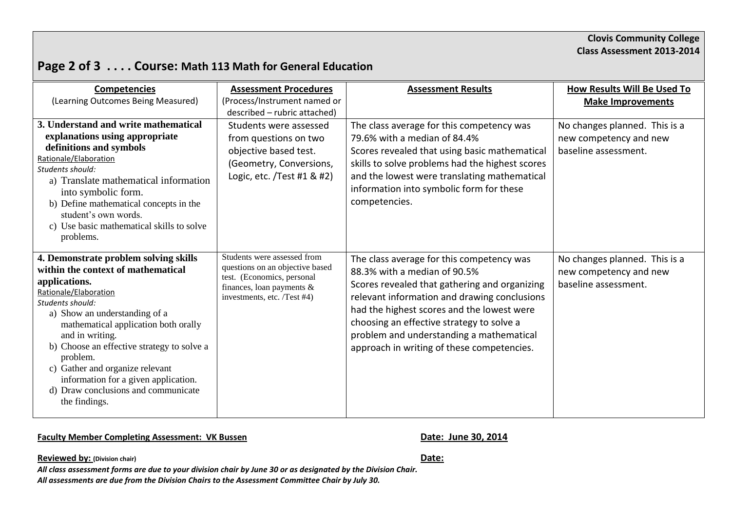**Clovis Community College**
**Class Assessment 2013-2014**

## Page 2 of 3 . . . . Course: Math 113 Math for General Education

| **Competencies** (Learning Outcomes Being Measured) | **Assessment Procedures** (Process/Instrument named or described – rubric attached) | **Assessment Results** | **How Results Will Be Used To Make Improvements** |
|---|---|---|---|
| **3. Understand and write mathematical explanations using appropriate definitions and symbols**<br>Rationale/Elaboration<br>*Students should:*<br>a) Translate mathematical information into symbolic form.<br>b) Define mathematical concepts in the student's own words.<br>c) Use basic mathematical skills to solve problems. | Students were assessed from questions on two objective based test. (Geometry, Conversions, Logic, etc. /Test #1 & #2) | The class average for this competency was 79.6% with a median of 84.4%<br>Scores revealed that using basic mathematical skills to solve problems had the highest scores and the lowest were translating mathematical information into symbolic form for these competencies. | No changes planned. This is a new competency and new baseline assessment. |
| **4. Demonstrate problem solving skills within the context of mathematical applications.**<br>Rationale/Elaboration<br>*Students should:*<br>a) Show an understanding of a mathematical application both orally and in writing.<br>b) Choose an effective strategy to solve a problem.<br>c) Gather and organize relevant information for a given application.<br>d) Draw conclusions and communicate the findings. | Students were assessed from questions on an objective based test. (Economics, personal finances, loan payments & investments, etc. /Test #4) | The class average for this competency was 88.3% with a median of 90.5%<br>Scores revealed that gathering and organizing relevant information and drawing conclusions had the highest scores and the lowest were choosing an effective strategy to solve a problem and understanding a mathematical approach in writing of these competencies. | No changes planned. This is a new competency and new baseline assessment. |

**Faculty Member Completing Assessment: VK Bussen** **Date: June 30, 2014**

**Reviewed by: (Division chair)** **Date:**

***All class assessment forms are due to your division chair by June 30 or as designated by the Division Chair.***
***All assessments are due from the Division Chairs to the Assessment Committee Chair by July 30.***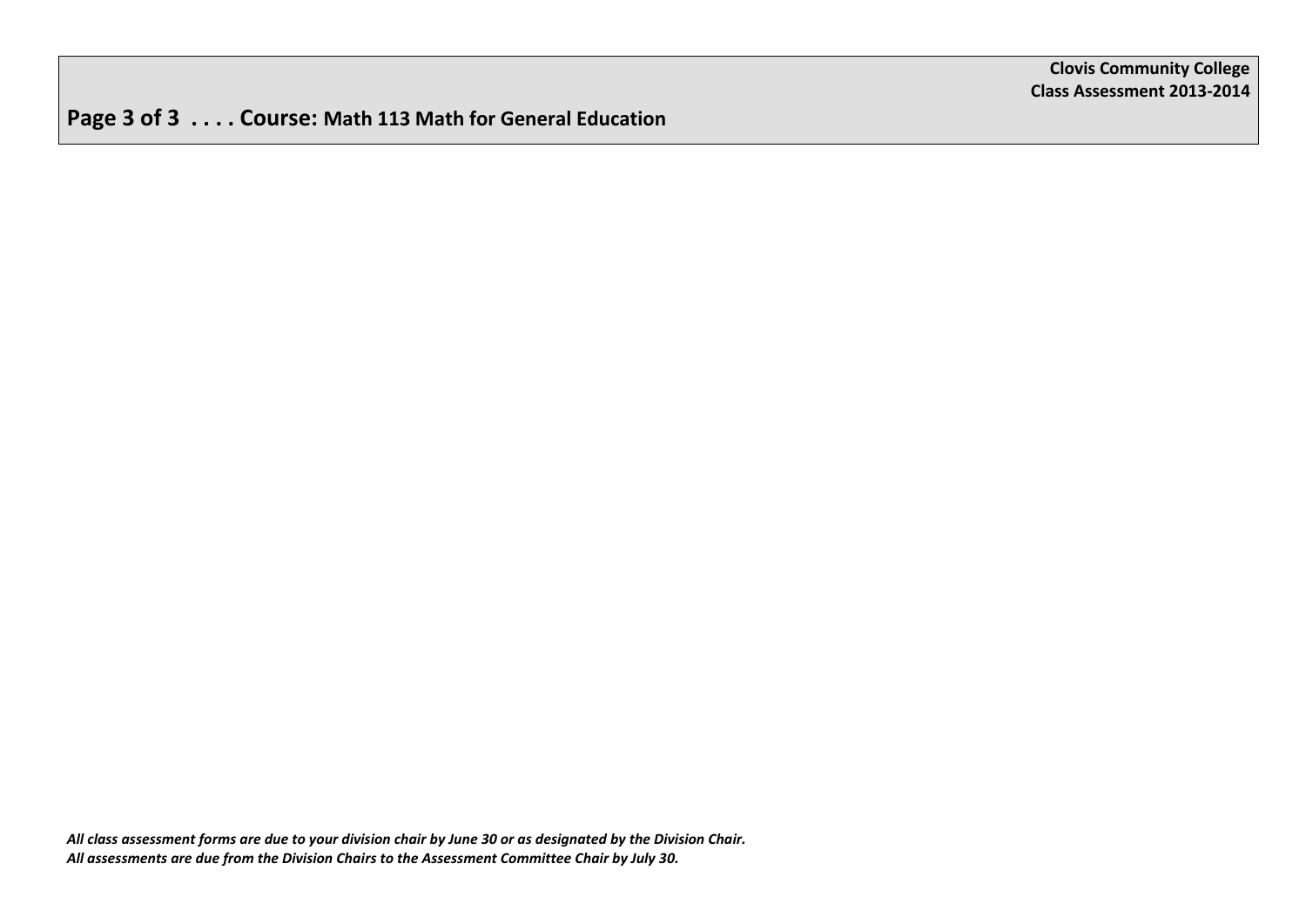**Clovis Community College**
**Class Assessment 2013-2014**

**Page 3 of 3 . . . . Course: Math 113 Math for General Education**

*All class assessment forms are due to your division chair by June 30 or as designated by the Division Chair.*
*All assessments are due from the Division Chairs to the Assessment Committee Chair by July 30.*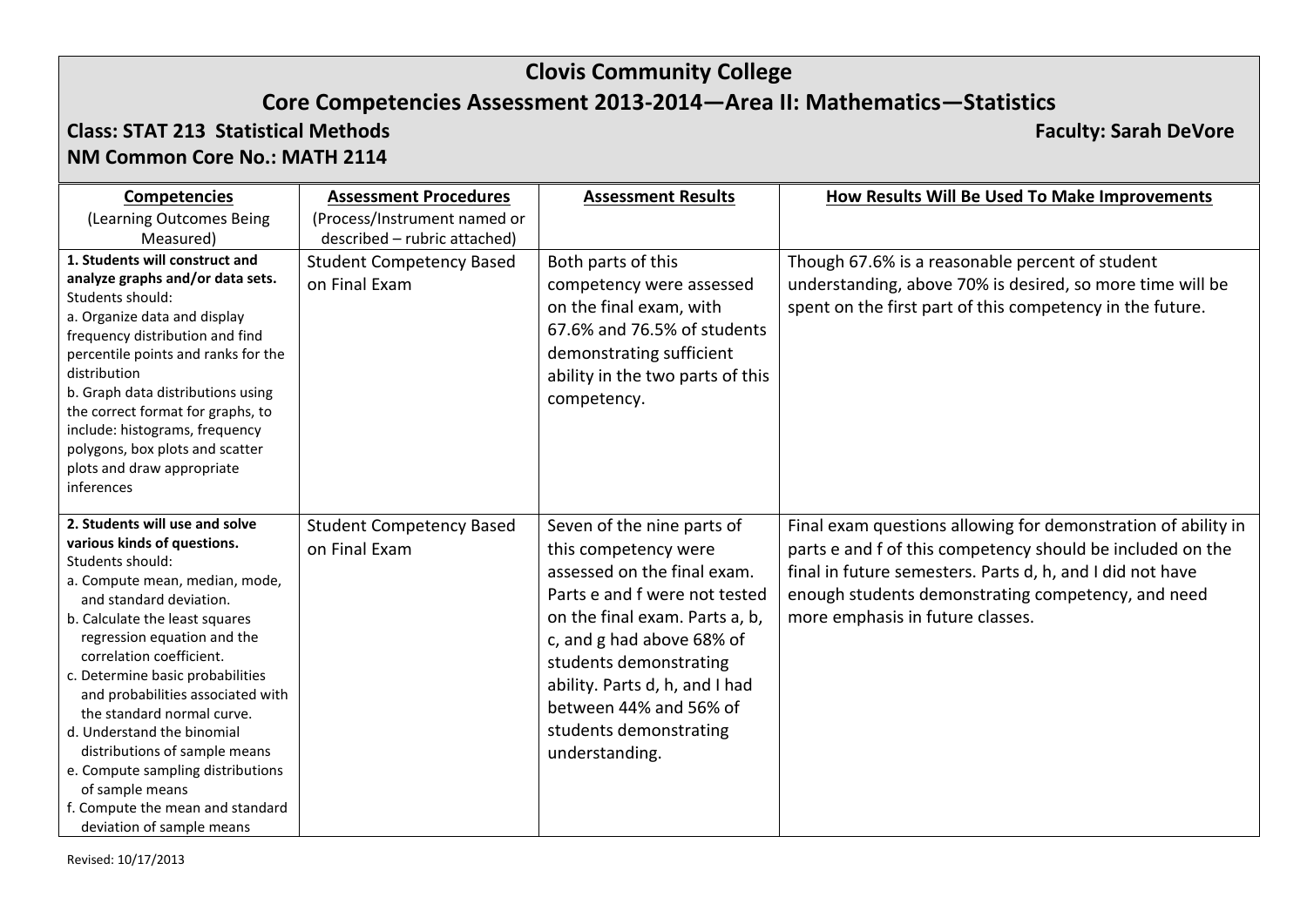# Clovis Community College

## Core Competencies Assessment 2013-2014—Area II: Mathematics—Statistics

**Class: STAT 213 Statistical Methods** **Faculty: Sarah DeVore**

**NM Common Core No.: MATH 2114**

| **Competencies** (Learning Outcomes Being Measured) | **Assessment Procedures** (Process/Instrument named or described – rubric attached) | **Assessment Results** | **How Results Will Be Used To Make Improvements** |
|---|---|---|---|
| **1. Students will construct and analyze graphs and/or data sets.** Students should: a. Organize data and display frequency distribution and find percentile points and ranks for the distribution b. Graph data distributions using the correct format for graphs, to include: histograms, frequency polygons, box plots and scatter plots and draw appropriate inferences | Student Competency Based on Final Exam | Both parts of this competency were assessed on the final exam, with 67.6% and 76.5% of students demonstrating sufficient ability in the two parts of this competency. | Though 67.6% is a reasonable percent of student understanding, above 70% is desired, so more time will be spent on the first part of this competency in the future. |
| **2. Students will use and solve various kinds of questions.** Students should: a. Compute mean, median, mode, and standard deviation. b. Calculate the least squares regression equation and the correlation coefficient. c. Determine basic probabilities and probabilities associated with the standard normal curve. d. Understand the binomial distributions of sample means e. Compute sampling distributions of sample means f. Compute the mean and standard deviation of sample means | Student Competency Based on Final Exam | Seven of the nine parts of this competency were assessed on the final exam. Parts e and f were not tested on the final exam. Parts a, b, c, and g had above 68% of students demonstrating ability. Parts d, h, and I had between 44% and 56% of students demonstrating understanding. | Final exam questions allowing for demonstration of ability in parts e and f of this competency should be included on the final in future semesters. Parts d, h, and I did not have enough students demonstrating competency, and need more emphasis in future classes. |

Revised: 10/17/2013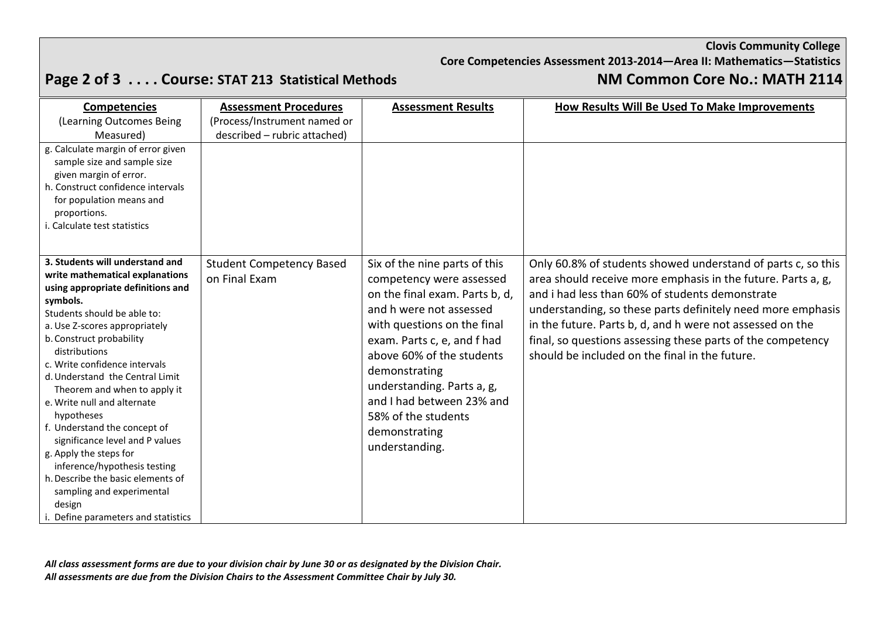**Clovis Community College**
**Core Competencies Assessment 2013-2014—Area II: Mathematics—Statistics**

## Page 2 of 3 . . . . Course: STAT 213 Statistical Methods — NM Common Core No.: MATH 2114

| **Competencies** (Learning Outcomes Being Measured) | **Assessment Procedures** (Process/Instrument named or described – rubric attached) | **Assessment Results** | **How Results Will Be Used To Make Improvements** |
|---|---|---|---|
| g. Calculate margin of error given sample size and sample size given margin of error.<br>h. Construct confidence intervals for population means and proportions.<br>i. Calculate test statistics | | | |
| **3. Students will understand and write mathematical explanations using appropriate definitions and symbols.**<br>Students should be able to:<br>a. Use Z-scores appropriately<br>b. Construct probability distributions<br>c. Write confidence intervals<br>d. Understand the Central Limit Theorem and when to apply it<br>e. Write null and alternate hypotheses<br>f. Understand the concept of significance level and P values<br>g. Apply the steps for inference/hypothesis testing<br>h. Describe the basic elements of sampling and experimental design<br>i. Define parameters and statistics | Student Competency Based on Final Exam | Six of the nine parts of this competency were assessed on the final exam. Parts b, d, and h were not assessed with questions on the final exam. Parts c, e, and f had above 60% of the students demonstrating understanding. Parts a, g, and I had between 23% and 58% of the students demonstrating understanding. | Only 60.8% of students showed understand of parts c, so this area should receive more emphasis in the future. Parts a, g, and i had less than 60% of students demonstrate understanding, so these parts definitely need more emphasis in the future. Parts b, d, and h were not assessed on the final, so questions assessing these parts of the competency should be included on the final in the future. |

*All class assessment forms are due to your division chair by June 30 or as designated by the Division Chair.*
*All assessments are due from the Division Chairs to the Assessment Committee Chair by July 30.*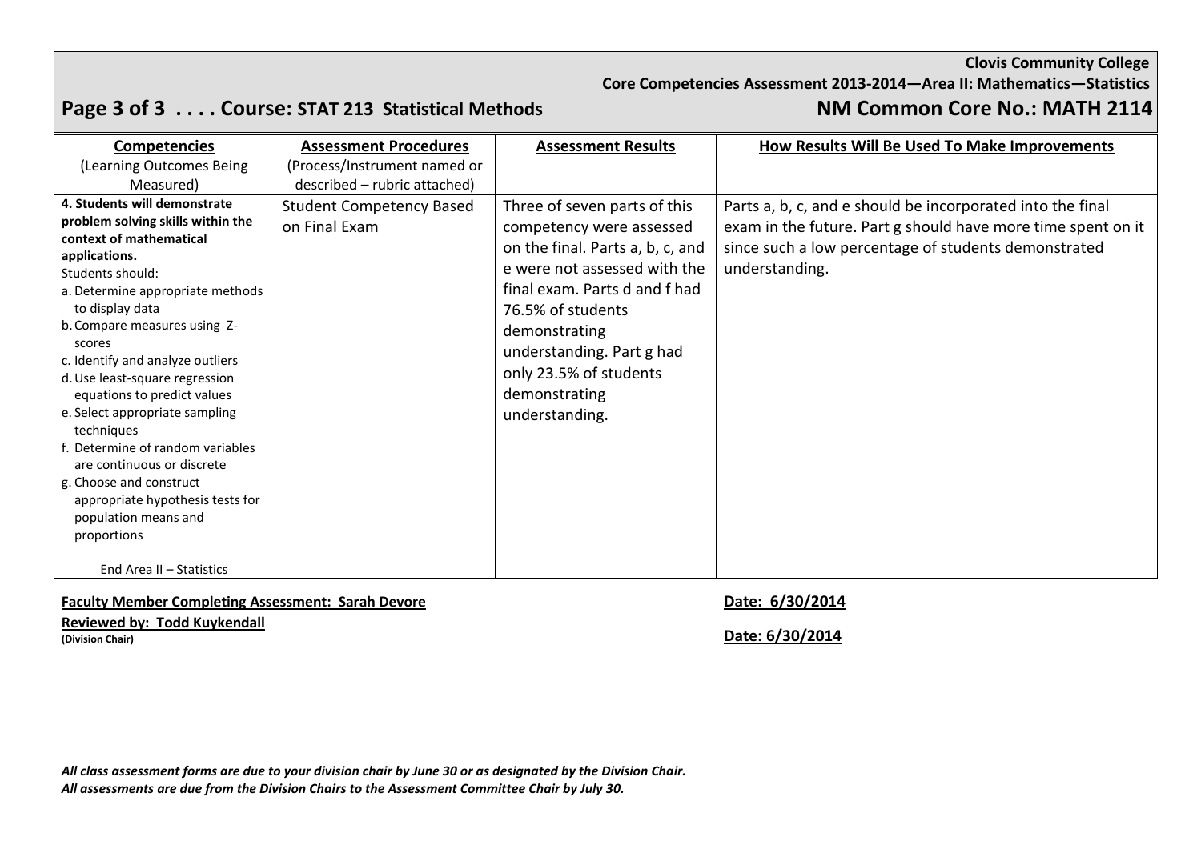**Clovis Community College**
**Core Competencies Assessment 2013-2014—Area II: Mathematics—Statistics**

## Page 3 of 3 . . . . Course: STAT 213 Statistical Methods — NM Common Core No.: MATH 2114

| **Competencies** (Learning Outcomes Being Measured) | **Assessment Procedures** (Process/Instrument named or described – rubric attached) | **Assessment Results** | **How Results Will Be Used To Make Improvements** |
|---|---|---|---|
| **4. Students will demonstrate problem solving skills within the context of mathematical applications.** Students should: a. Determine appropriate methods to display data b. Compare measures using Z-scores c. Identify and analyze outliers d. Use least-square regression equations to predict values e. Select appropriate sampling techniques f. Determine of random variables are continuous or discrete g. Choose and construct appropriate hypothesis tests for population means and proportions <br><br> End Area II – Statistics | Student Competency Based on Final Exam | Three of seven parts of this competency were assessed on the final. Parts a, b, c, and e were not assessed with the final exam. Parts d and f had 76.5% of students demonstrating understanding. Part g had only 23.5% of students demonstrating understanding. | Parts a, b, c, and e should be incorporated into the final exam in the future. Part g should have more time spent on it since such a low percentage of students demonstrated understanding. |

**Faculty Member Completing Assessment: Sarah Devore** — **Date: 6/30/2014**

**Reviewed by: Todd Kuykendall**
**(Division Chair)** — **Date: 6/30/2014**

*All class assessment forms are due to your division chair by June 30 or as designated by the Division Chair.*
*All assessments are due from the Division Chairs to the Assessment Committee Chair by July 30.*